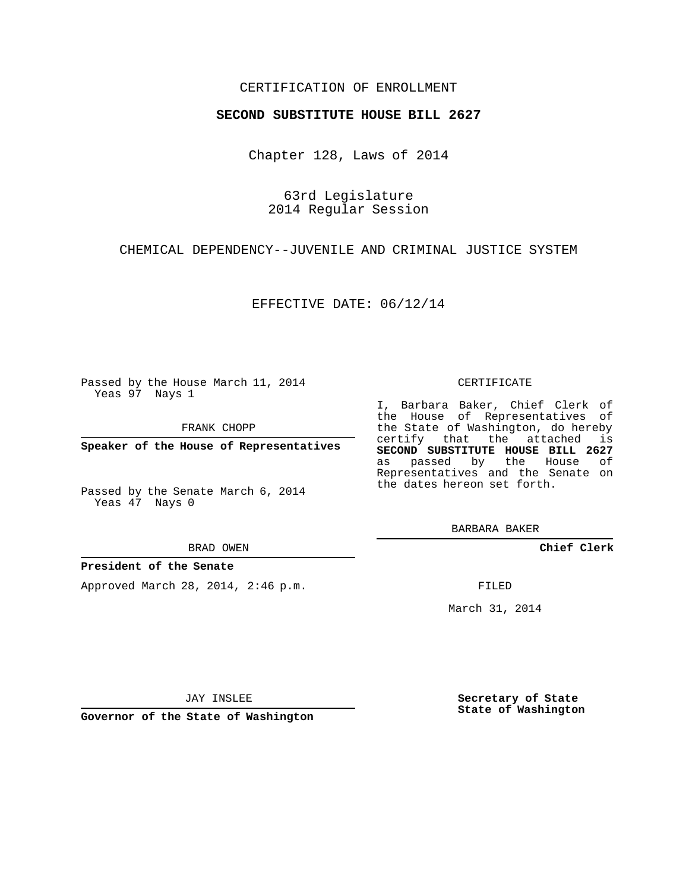CERTIFICATION OF ENROLLMENT

**SECOND SUBSTITUTE HOUSE BILL 2627**

Chapter 128, Laws of 2014

63rd Legislature
2014 Regular Session

CHEMICAL DEPENDENCY--JUVENILE AND CRIMINAL JUSTICE SYSTEM

EFFECTIVE DATE: 06/12/14

Passed by the House March 11, 2014
Yeas 97 Nays 1

FRANK CHOPP

**Speaker of the House of Representatives**

Passed by the Senate March 6, 2014
Yeas 47 Nays 0

BRAD OWEN

**President of the Senate**

Approved March 28, 2014, 2:46 p.m.

JAY INSLEE

**Governor of the State of Washington**

CERTIFICATE

I, Barbara Baker, Chief Clerk of the House of Representatives of the State of Washington, do hereby certify that the attached is **SECOND SUBSTITUTE HOUSE BILL 2627** as passed by the House of Representatives and the Senate on the dates hereon set forth.

BARBARA BAKER

**Chief Clerk**

FILED

March 31, 2014

**Secretary of State**
**State of Washington**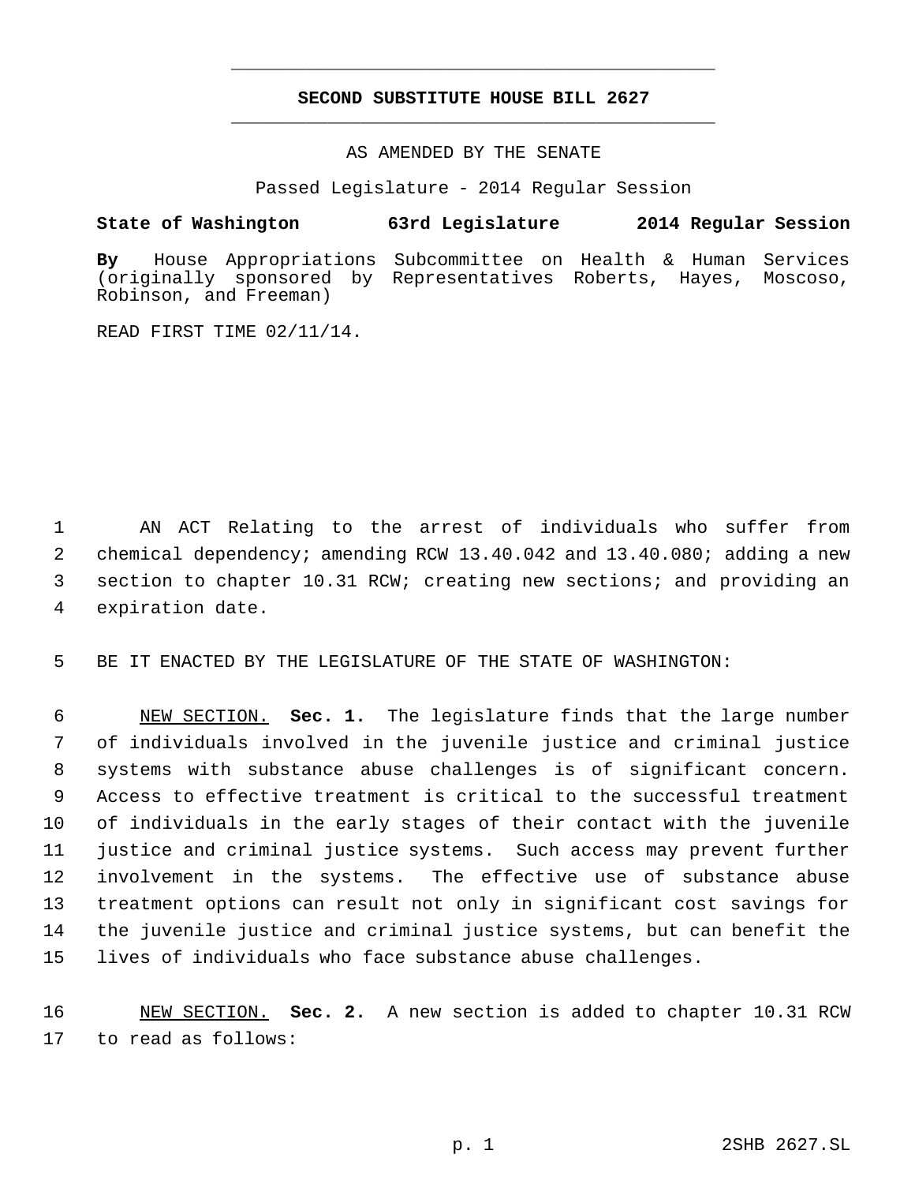# SECOND SUBSTITUTE HOUSE BILL 2627

AS AMENDED BY THE SENATE

Passed Legislature - 2014 Regular Session

**State of Washington 63rd Legislature 2014 Regular Session**

**By** House Appropriations Subcommittee on Health & Human Services (originally sponsored by Representatives Roberts, Hayes, Moscoso, Robinson, and Freeman)

READ FIRST TIME 02/11/14.

AN ACT Relating to the arrest of individuals who suffer from chemical dependency; amending RCW 13.40.042 and 13.40.080; adding a new section to chapter 10.31 RCW; creating new sections; and providing an expiration date.

BE IT ENACTED BY THE LEGISLATURE OF THE STATE OF WASHINGTON:

NEW SECTION. **Sec. 1.** The legislature finds that the large number of individuals involved in the juvenile justice and criminal justice systems with substance abuse challenges is of significant concern. Access to effective treatment is critical to the successful treatment of individuals in the early stages of their contact with the juvenile justice and criminal justice systems. Such access may prevent further involvement in the systems. The effective use of substance abuse treatment options can result not only in significant cost savings for the juvenile justice and criminal justice systems, but can benefit the lives of individuals who face substance abuse challenges.

NEW SECTION. **Sec. 2.** A new section is added to chapter 10.31 RCW to read as follows: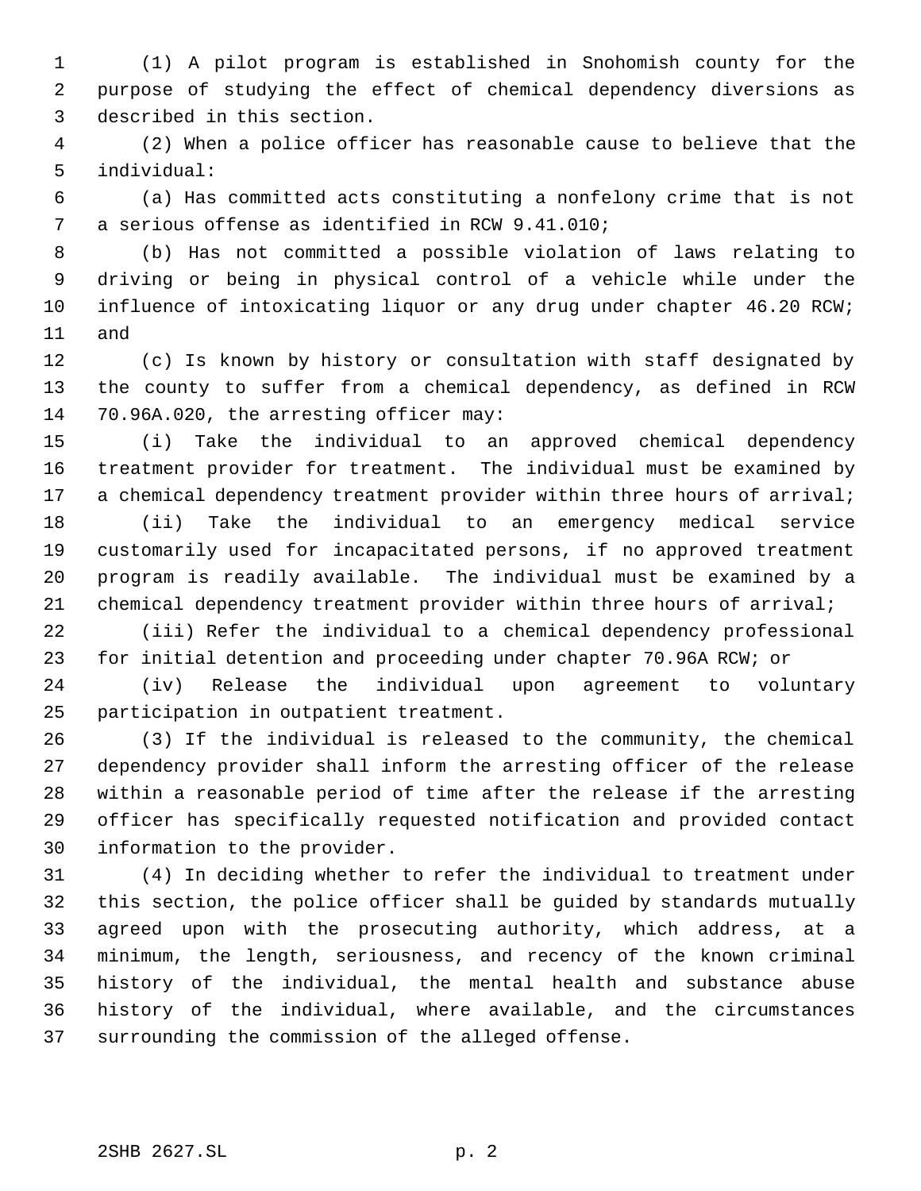(1) A pilot program is established in Snohomish county for the purpose of studying the effect of chemical dependency diversions as described in this section.

(2) When a police officer has reasonable cause to believe that the individual:

(a) Has committed acts constituting a nonfelony crime that is not a serious offense as identified in RCW 9.41.010;

(b) Has not committed a possible violation of laws relating to driving or being in physical control of a vehicle while under the influence of intoxicating liquor or any drug under chapter 46.20 RCW; and

(c) Is known by history or consultation with staff designated by the county to suffer from a chemical dependency, as defined in RCW 70.96A.020, the arresting officer may:

(i) Take the individual to an approved chemical dependency treatment provider for treatment. The individual must be examined by a chemical dependency treatment provider within three hours of arrival;

(ii) Take the individual to an emergency medical service customarily used for incapacitated persons, if no approved treatment program is readily available. The individual must be examined by a chemical dependency treatment provider within three hours of arrival;

(iii) Refer the individual to a chemical dependency professional for initial detention and proceeding under chapter 70.96A RCW; or

(iv) Release the individual upon agreement to voluntary participation in outpatient treatment.

(3) If the individual is released to the community, the chemical dependency provider shall inform the arresting officer of the release within a reasonable period of time after the release if the arresting officer has specifically requested notification and provided contact information to the provider.

(4) In deciding whether to refer the individual to treatment under this section, the police officer shall be guided by standards mutually agreed upon with the prosecuting authority, which address, at a minimum, the length, seriousness, and recency of the known criminal history of the individual, the mental health and substance abuse history of the individual, where available, and the circumstances surrounding the commission of the alleged offense.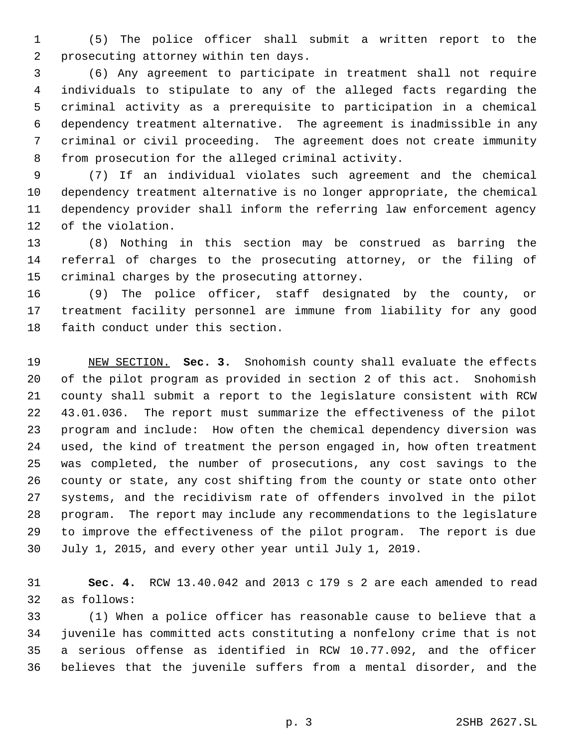(5) The police officer shall submit a written report to the prosecuting attorney within ten days.

(6) Any agreement to participate in treatment shall not require individuals to stipulate to any of the alleged facts regarding the criminal activity as a prerequisite to participation in a chemical dependency treatment alternative. The agreement is inadmissible in any criminal or civil proceeding. The agreement does not create immunity from prosecution for the alleged criminal activity.

(7) If an individual violates such agreement and the chemical dependency treatment alternative is no longer appropriate, the chemical dependency provider shall inform the referring law enforcement agency of the violation.

(8) Nothing in this section may be construed as barring the referral of charges to the prosecuting attorney, or the filing of criminal charges by the prosecuting attorney.

(9) The police officer, staff designated by the county, or treatment facility personnel are immune from liability for any good faith conduct under this section.

NEW SECTION. **Sec. 3.** Snohomish county shall evaluate the effects of the pilot program as provided in section 2 of this act. Snohomish county shall submit a report to the legislature consistent with RCW 43.01.036. The report must summarize the effectiveness of the pilot program and include: How often the chemical dependency diversion was used, the kind of treatment the person engaged in, how often treatment was completed, the number of prosecutions, any cost savings to the county or state, any cost shifting from the county or state onto other systems, and the recidivism rate of offenders involved in the pilot program. The report may include any recommendations to the legislature to improve the effectiveness of the pilot program. The report is due July 1, 2015, and every other year until July 1, 2019.

**Sec. 4.** RCW 13.40.042 and 2013 c 179 s 2 are each amended to read as follows:

(1) When a police officer has reasonable cause to believe that a juvenile has committed acts constituting a nonfelony crime that is not a serious offense as identified in RCW 10.77.092, and the officer believes that the juvenile suffers from a mental disorder, and the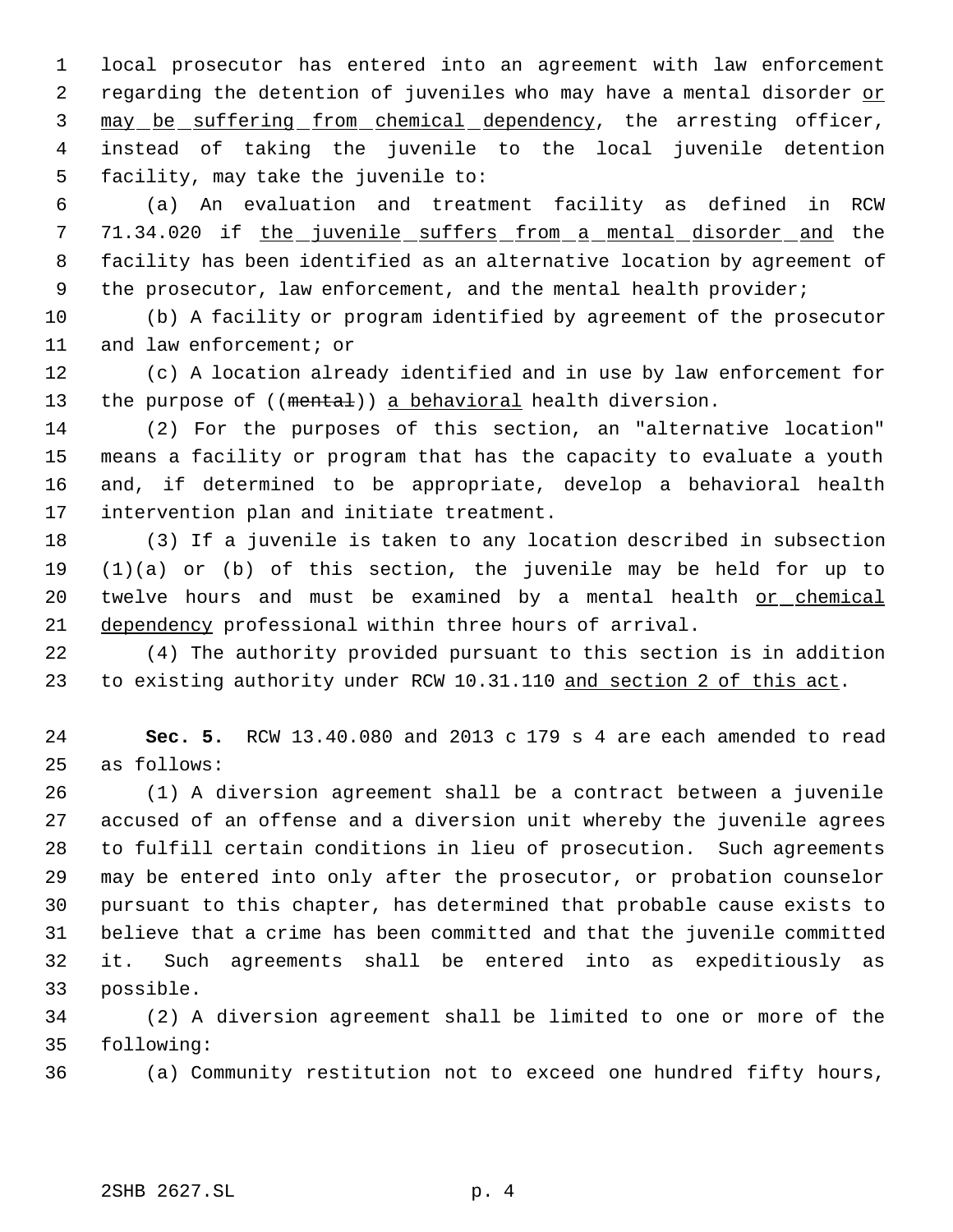local prosecutor has entered into an agreement with law enforcement regarding the detention of juveniles who may have a mental disorder <u>or may be suffering from chemical dependency</u>, the arresting officer, instead of taking the juvenile to the local juvenile detention facility, may take the juvenile to:

(a) An evaluation and treatment facility as defined in RCW 71.34.020 if <u>the juvenile suffers from a mental disorder and</u> the facility has been identified as an alternative location by agreement of the prosecutor, law enforcement, and the mental health provider;

(b) A facility or program identified by agreement of the prosecutor and law enforcement; or

(c) A location already identified and in use by law enforcement for the purpose of ((~~mental~~)) <u>a behavioral</u> health diversion.

(2) For the purposes of this section, an "alternative location" means a facility or program that has the capacity to evaluate a youth and, if determined to be appropriate, develop a behavioral health intervention plan and initiate treatment.

(3) If a juvenile is taken to any location described in subsection (1)(a) or (b) of this section, the juvenile may be held for up to twelve hours and must be examined by a mental health <u>or chemical dependency</u> professional within three hours of arrival.

(4) The authority provided pursuant to this section is in addition to existing authority under RCW 10.31.110 <u>and section 2 of this act</u>.

**Sec. 5.** RCW 13.40.080 and 2013 c 179 s 4 are each amended to read as follows:

(1) A diversion agreement shall be a contract between a juvenile accused of an offense and a diversion unit whereby the juvenile agrees to fulfill certain conditions in lieu of prosecution. Such agreements may be entered into only after the prosecutor, or probation counselor pursuant to this chapter, has determined that probable cause exists to believe that a crime has been committed and that the juvenile committed it. Such agreements shall be entered into as expeditiously as possible.

(2) A diversion agreement shall be limited to one or more of the following:

(a) Community restitution not to exceed one hundred fifty hours,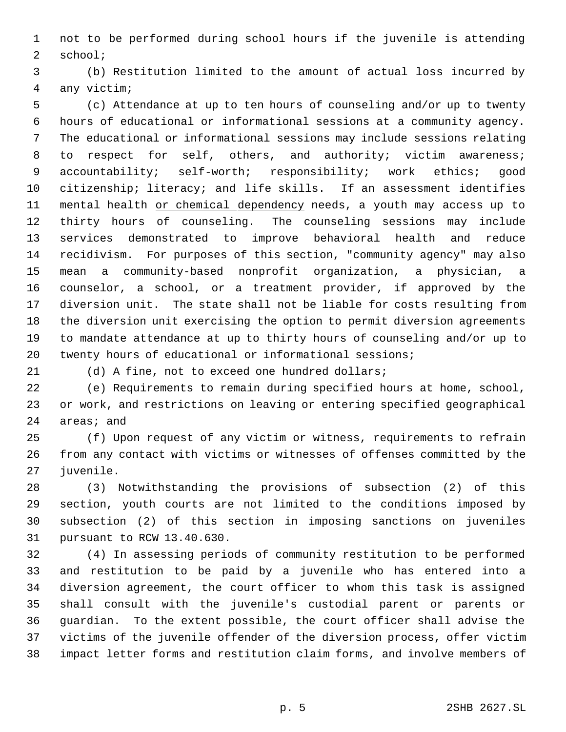not to be performed during school hours if the juvenile is attending school;

(b) Restitution limited to the amount of actual loss incurred by any victim;

(c) Attendance at up to ten hours of counseling and/or up to twenty hours of educational or informational sessions at a community agency. The educational or informational sessions may include sessions relating to respect for self, others, and authority; victim awareness; accountability; self-worth; responsibility; work ethics; good citizenship; literacy; and life skills. If an assessment identifies mental health <u>or chemical dependency</u> needs, a youth may access up to thirty hours of counseling. The counseling sessions may include services demonstrated to improve behavioral health and reduce recidivism. For purposes of this section, "community agency" may also mean a community-based nonprofit organization, a physician, a counselor, a school, or a treatment provider, if approved by the diversion unit. The state shall not be liable for costs resulting from the diversion unit exercising the option to permit diversion agreements to mandate attendance at up to thirty hours of counseling and/or up to twenty hours of educational or informational sessions;

(d) A fine, not to exceed one hundred dollars;

(e) Requirements to remain during specified hours at home, school, or work, and restrictions on leaving or entering specified geographical areas; and

(f) Upon request of any victim or witness, requirements to refrain from any contact with victims or witnesses of offenses committed by the juvenile.

(3) Notwithstanding the provisions of subsection (2) of this section, youth courts are not limited to the conditions imposed by subsection (2) of this section in imposing sanctions on juveniles pursuant to RCW 13.40.630.

(4) In assessing periods of community restitution to be performed and restitution to be paid by a juvenile who has entered into a diversion agreement, the court officer to whom this task is assigned shall consult with the juvenile's custodial parent or parents or guardian. To the extent possible, the court officer shall advise the victims of the juvenile offender of the diversion process, offer victim impact letter forms and restitution claim forms, and involve members of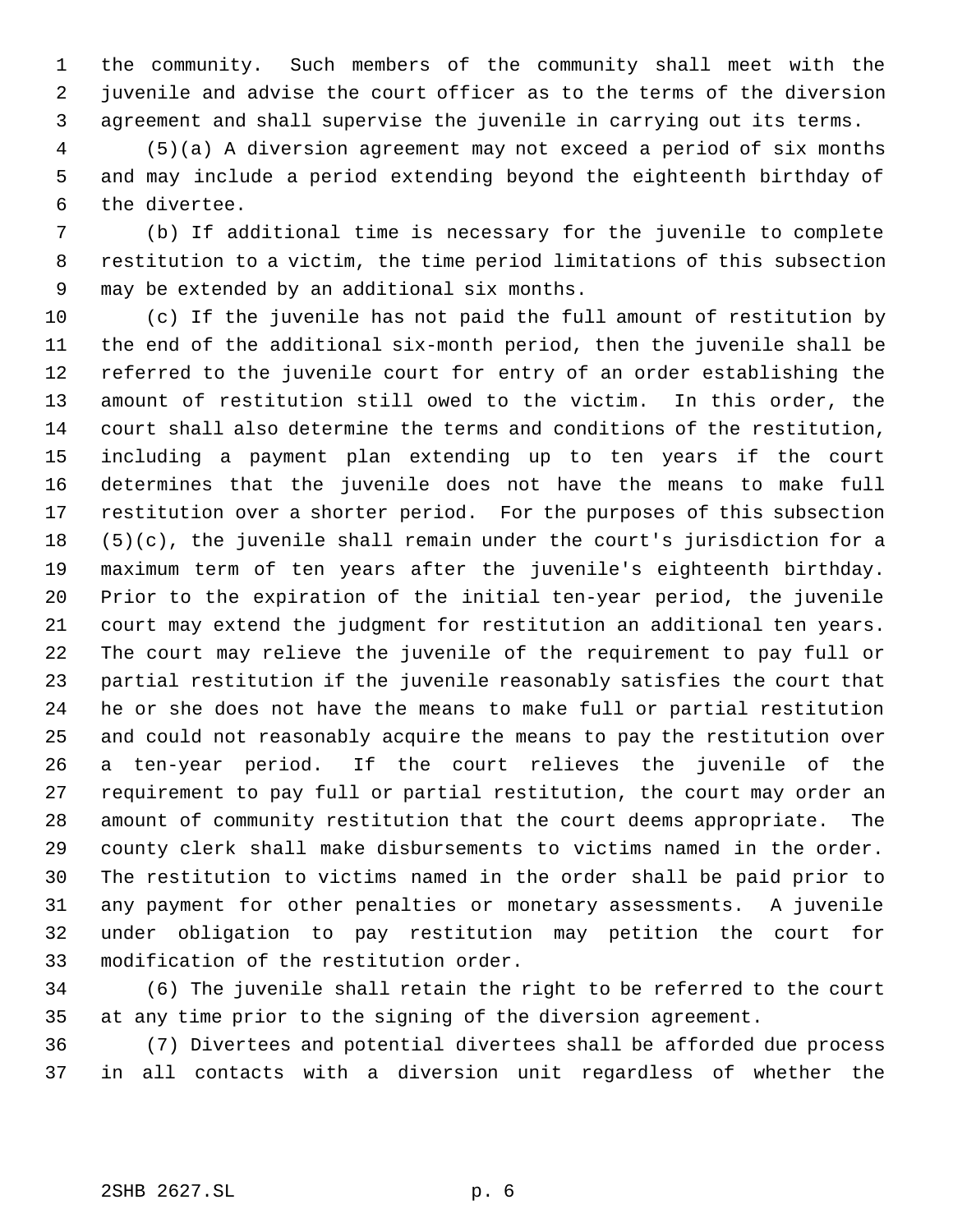the community. Such members of the community shall meet with the juvenile and advise the court officer as to the terms of the diversion agreement and shall supervise the juvenile in carrying out its terms.

(5)(a) A diversion agreement may not exceed a period of six months and may include a period extending beyond the eighteenth birthday of the divertee.

(b) If additional time is necessary for the juvenile to complete restitution to a victim, the time period limitations of this subsection may be extended by an additional six months.

(c) If the juvenile has not paid the full amount of restitution by the end of the additional six-month period, then the juvenile shall be referred to the juvenile court for entry of an order establishing the amount of restitution still owed to the victim. In this order, the court shall also determine the terms and conditions of the restitution, including a payment plan extending up to ten years if the court determines that the juvenile does not have the means to make full restitution over a shorter period. For the purposes of this subsection (5)(c), the juvenile shall remain under the court's jurisdiction for a maximum term of ten years after the juvenile's eighteenth birthday. Prior to the expiration of the initial ten-year period, the juvenile court may extend the judgment for restitution an additional ten years. The court may relieve the juvenile of the requirement to pay full or partial restitution if the juvenile reasonably satisfies the court that he or she does not have the means to make full or partial restitution and could not reasonably acquire the means to pay the restitution over a ten-year period. If the court relieves the juvenile of the requirement to pay full or partial restitution, the court may order an amount of community restitution that the court deems appropriate. The county clerk shall make disbursements to victims named in the order. The restitution to victims named in the order shall be paid prior to any payment for other penalties or monetary assessments. A juvenile under obligation to pay restitution may petition the court for modification of the restitution order.

(6) The juvenile shall retain the right to be referred to the court at any time prior to the signing of the diversion agreement.

(7) Divertees and potential divertees shall be afforded due process in all contacts with a diversion unit regardless of whether the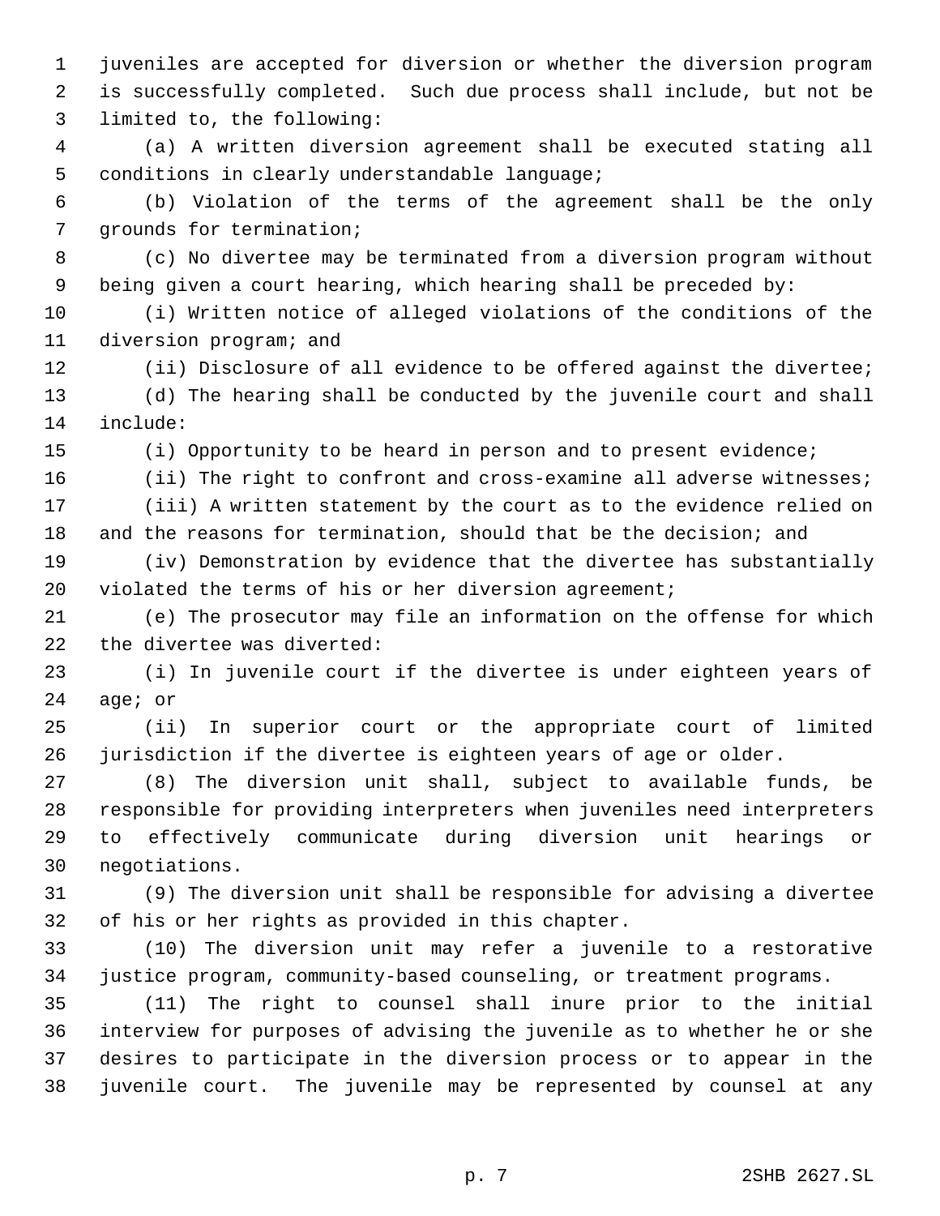juveniles are accepted for diversion or whether the diversion program is successfully completed. Such due process shall include, but not be limited to, the following:

(a) A written diversion agreement shall be executed stating all conditions in clearly understandable language;

(b) Violation of the terms of the agreement shall be the only grounds for termination;

(c) No divertee may be terminated from a diversion program without being given a court hearing, which hearing shall be preceded by:

(i) Written notice of alleged violations of the conditions of the diversion program; and

(ii) Disclosure of all evidence to be offered against the divertee;

(d) The hearing shall be conducted by the juvenile court and shall include:

(i) Opportunity to be heard in person and to present evidence;

(ii) The right to confront and cross-examine all adverse witnesses;

(iii) A written statement by the court as to the evidence relied on and the reasons for termination, should that be the decision; and

(iv) Demonstration by evidence that the divertee has substantially violated the terms of his or her diversion agreement;

(e) The prosecutor may file an information on the offense for which the divertee was diverted:

(i) In juvenile court if the divertee is under eighteen years of age; or

(ii) In superior court or the appropriate court of limited jurisdiction if the divertee is eighteen years of age or older.

(8) The diversion unit shall, subject to available funds, be responsible for providing interpreters when juveniles need interpreters to effectively communicate during diversion unit hearings or negotiations.

(9) The diversion unit shall be responsible for advising a divertee of his or her rights as provided in this chapter.

(10) The diversion unit may refer a juvenile to a restorative justice program, community-based counseling, or treatment programs.

(11) The right to counsel shall inure prior to the initial interview for purposes of advising the juvenile as to whether he or she desires to participate in the diversion process or to appear in the juvenile court. The juvenile may be represented by counsel at any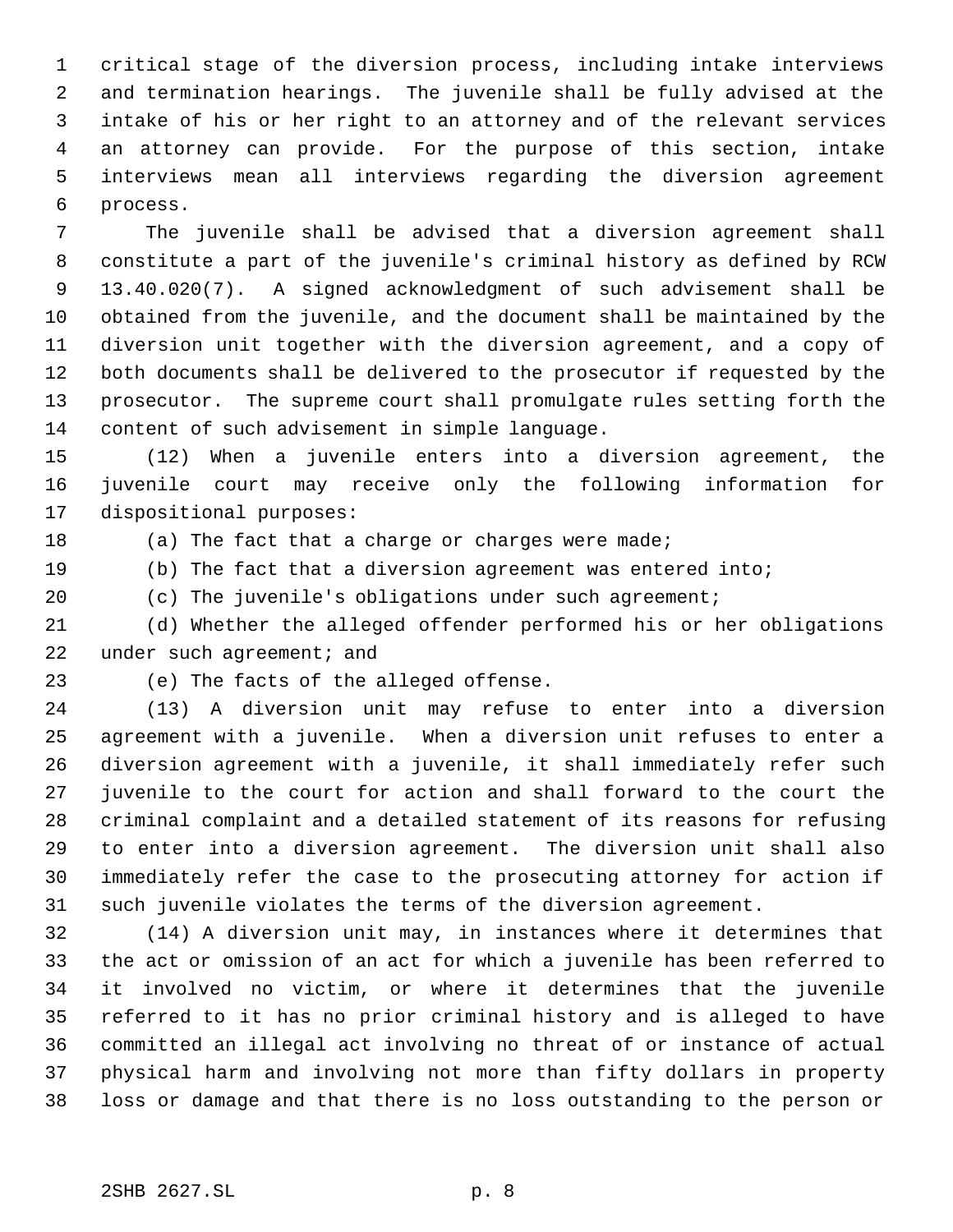critical stage of the diversion process, including intake interviews and termination hearings. The juvenile shall be fully advised at the intake of his or her right to an attorney and of the relevant services an attorney can provide. For the purpose of this section, intake interviews mean all interviews regarding the diversion agreement process.

The juvenile shall be advised that a diversion agreement shall constitute a part of the juvenile's criminal history as defined by RCW 13.40.020(7). A signed acknowledgment of such advisement shall be obtained from the juvenile, and the document shall be maintained by the diversion unit together with the diversion agreement, and a copy of both documents shall be delivered to the prosecutor if requested by the prosecutor. The supreme court shall promulgate rules setting forth the content of such advisement in simple language.

(12) When a juvenile enters into a diversion agreement, the juvenile court may receive only the following information for dispositional purposes:

(a) The fact that a charge or charges were made;

(b) The fact that a diversion agreement was entered into;

(c) The juvenile's obligations under such agreement;

(d) Whether the alleged offender performed his or her obligations under such agreement; and

(e) The facts of the alleged offense.

(13) A diversion unit may refuse to enter into a diversion agreement with a juvenile. When a diversion unit refuses to enter a diversion agreement with a juvenile, it shall immediately refer such juvenile to the court for action and shall forward to the court the criminal complaint and a detailed statement of its reasons for refusing to enter into a diversion agreement. The diversion unit shall also immediately refer the case to the prosecuting attorney for action if such juvenile violates the terms of the diversion agreement.

(14) A diversion unit may, in instances where it determines that the act or omission of an act for which a juvenile has been referred to it involved no victim, or where it determines that the juvenile referred to it has no prior criminal history and is alleged to have committed an illegal act involving no threat of or instance of actual physical harm and involving not more than fifty dollars in property loss or damage and that there is no loss outstanding to the person or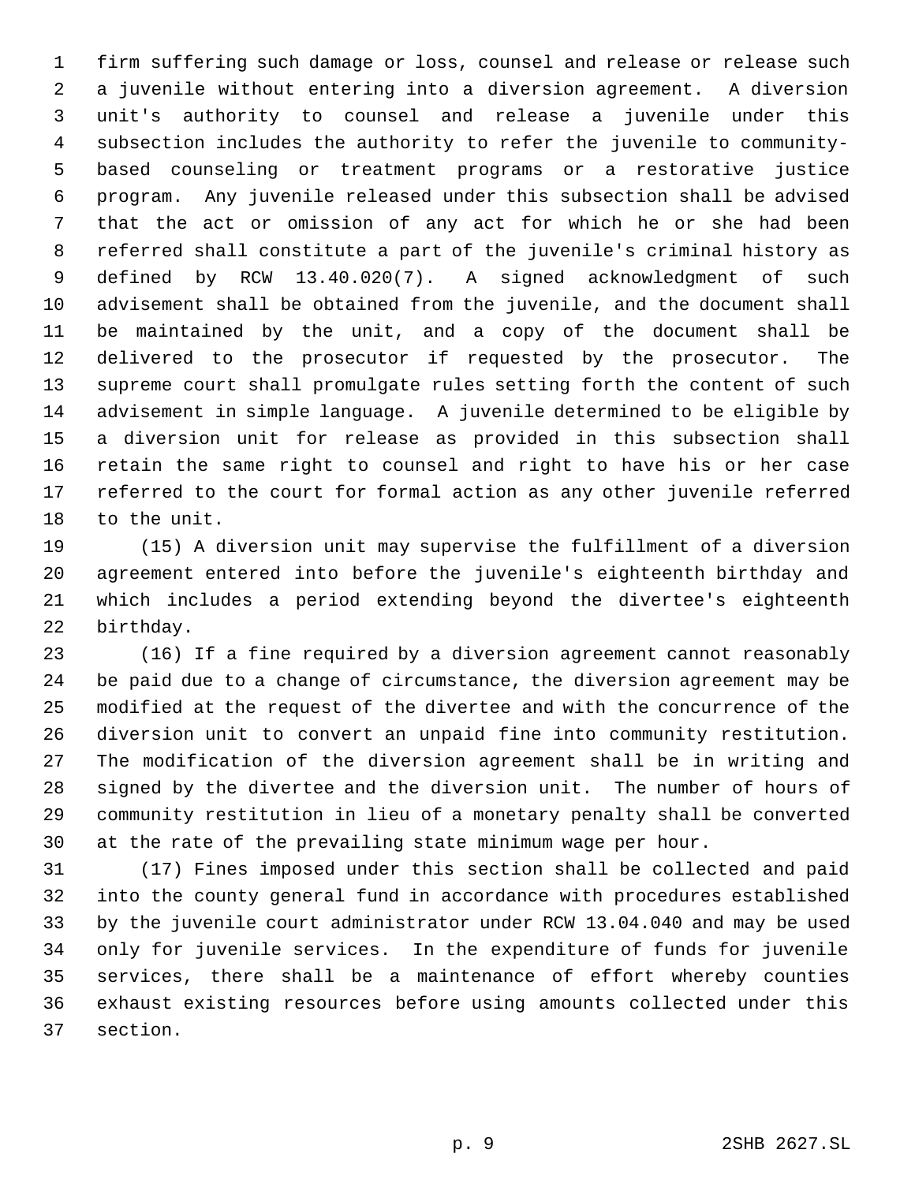firm suffering such damage or loss, counsel and release or release such a juvenile without entering into a diversion agreement. A diversion unit's authority to counsel and release a juvenile under this subsection includes the authority to refer the juvenile to community-based counseling or treatment programs or a restorative justice program. Any juvenile released under this subsection shall be advised that the act or omission of any act for which he or she had been referred shall constitute a part of the juvenile's criminal history as defined by RCW 13.40.020(7). A signed acknowledgment of such advisement shall be obtained from the juvenile, and the document shall be maintained by the unit, and a copy of the document shall be delivered to the prosecutor if requested by the prosecutor. The supreme court shall promulgate rules setting forth the content of such advisement in simple language. A juvenile determined to be eligible by a diversion unit for release as provided in this subsection shall retain the same right to counsel and right to have his or her case referred to the court for formal action as any other juvenile referred to the unit.

(15) A diversion unit may supervise the fulfillment of a diversion agreement entered into before the juvenile's eighteenth birthday and which includes a period extending beyond the divertee's eighteenth birthday.

(16) If a fine required by a diversion agreement cannot reasonably be paid due to a change of circumstance, the diversion agreement may be modified at the request of the divertee and with the concurrence of the diversion unit to convert an unpaid fine into community restitution. The modification of the diversion agreement shall be in writing and signed by the divertee and the diversion unit. The number of hours of community restitution in lieu of a monetary penalty shall be converted at the rate of the prevailing state minimum wage per hour.

(17) Fines imposed under this section shall be collected and paid into the county general fund in accordance with procedures established by the juvenile court administrator under RCW 13.04.040 and may be used only for juvenile services. In the expenditure of funds for juvenile services, there shall be a maintenance of effort whereby counties exhaust existing resources before using amounts collected under this section.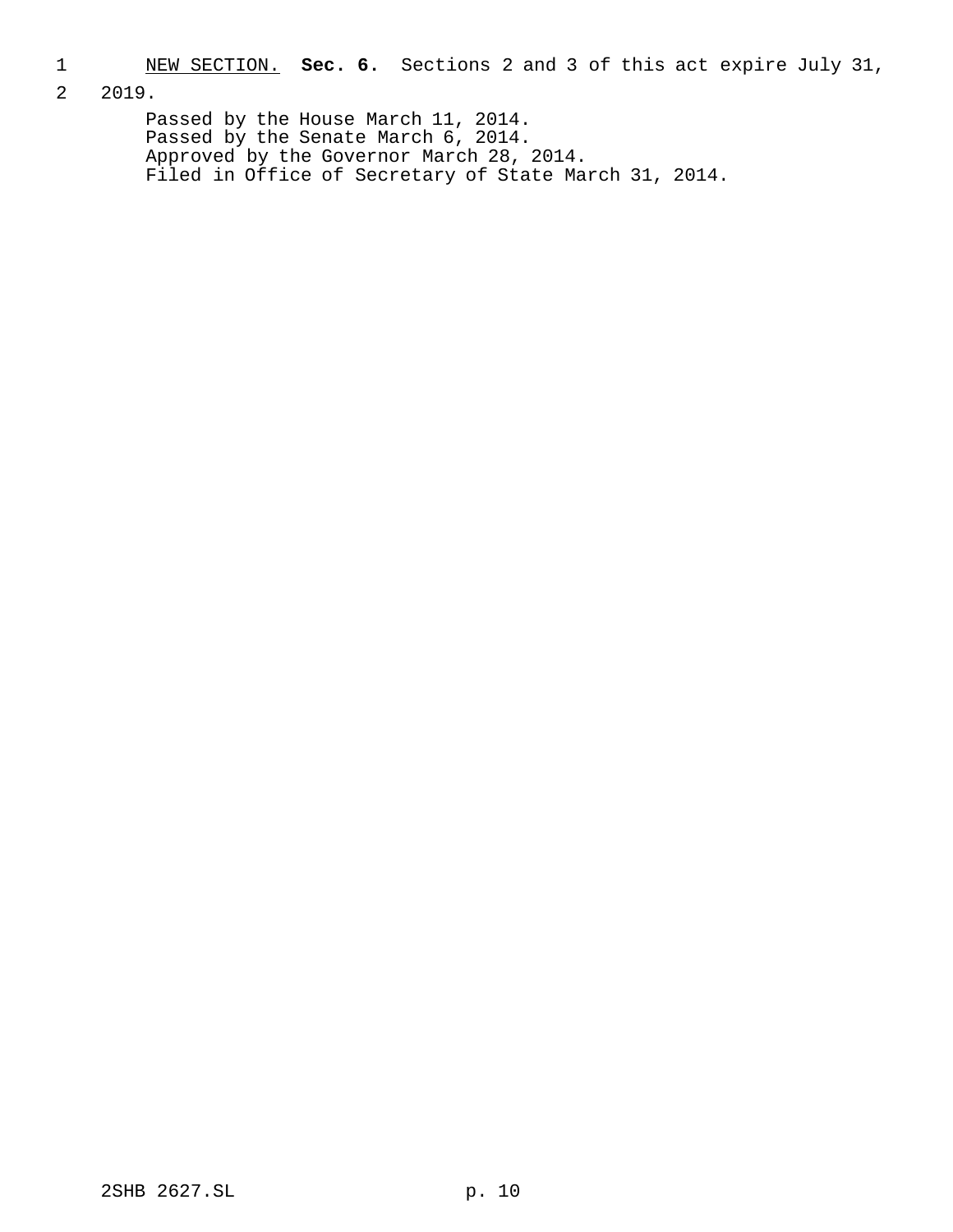NEW SECTION. **Sec. 6.** Sections 2 and 3 of this act expire July 31, 2019.

Passed by the House March 11, 2014.
Passed by the Senate March 6, 2014.
Approved by the Governor March 28, 2014.
Filed in Office of Secretary of State March 31, 2014.